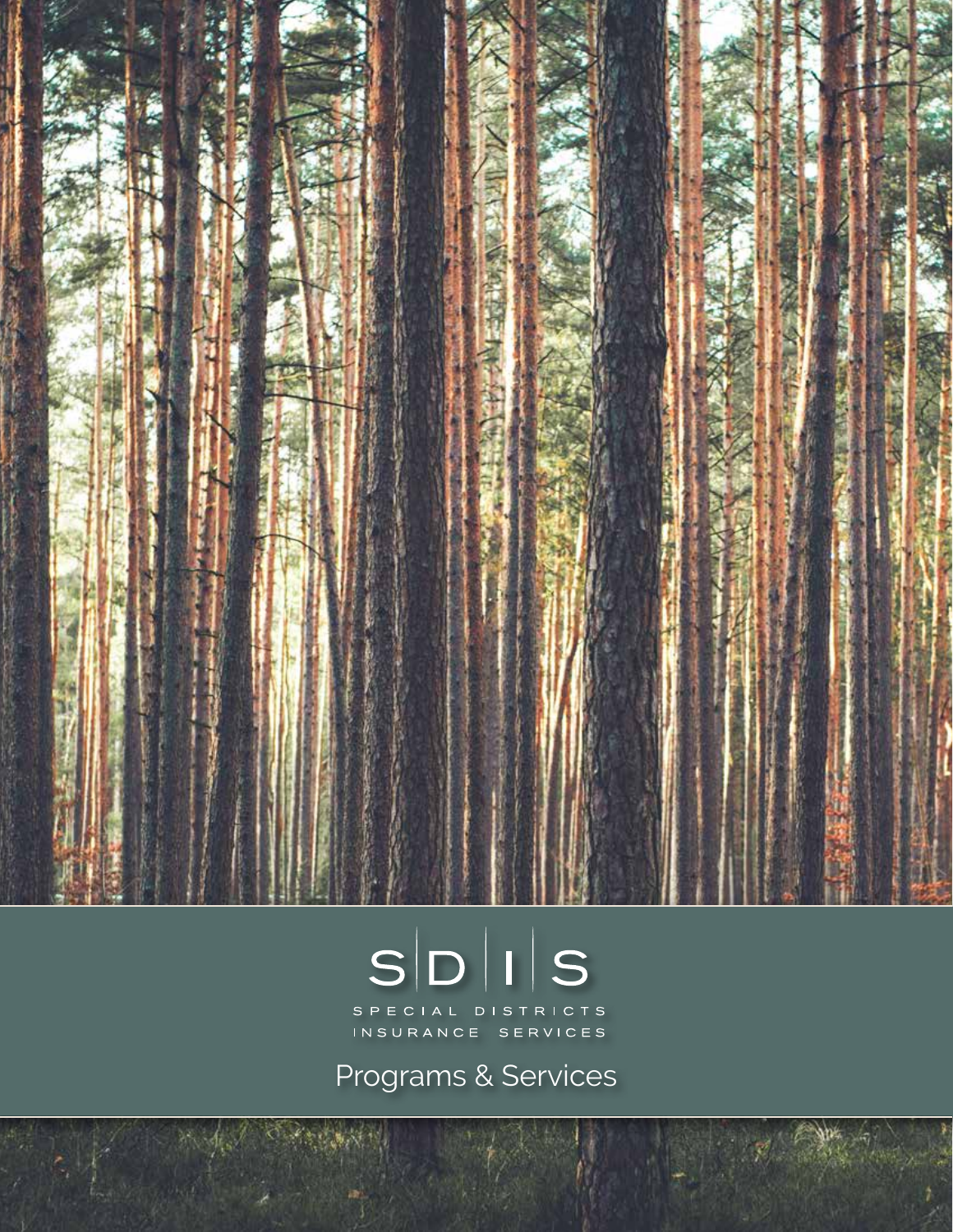# SDIS

SPECIAL DISTRICTS
INSURANCE SERVICES

## Programs & Services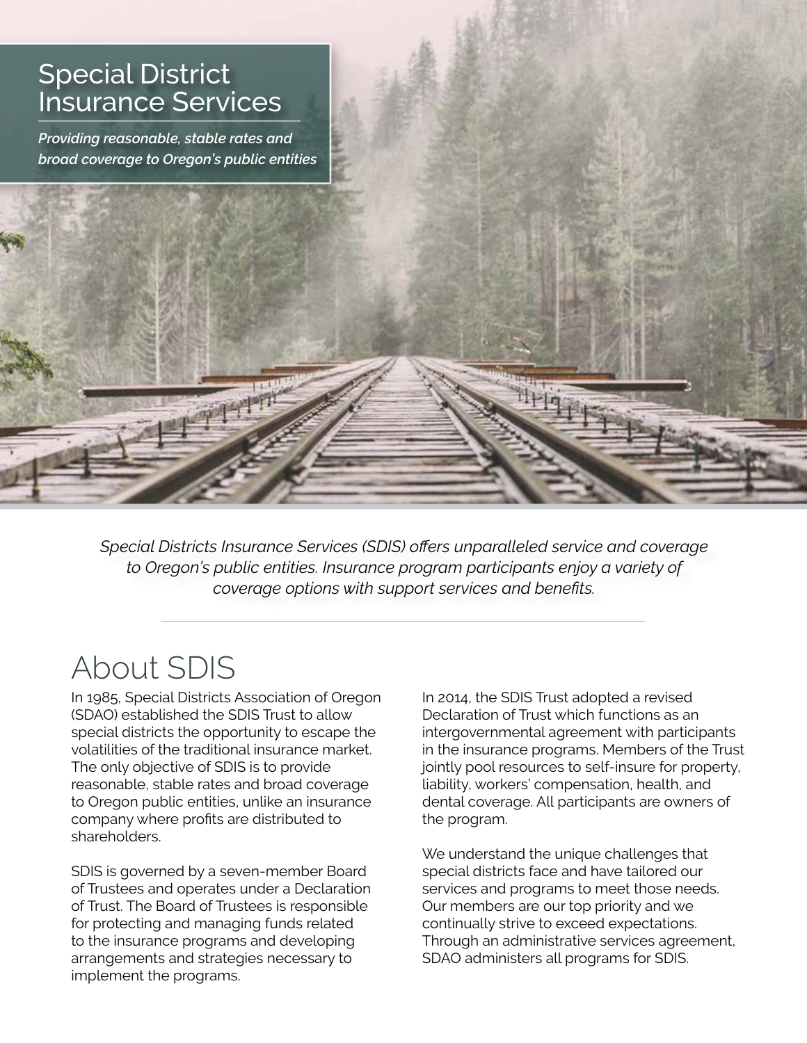# Special District Insurance Services

***Providing reasonable, stable rates and broad coverage to Oregon's public entities***

*Special Districts Insurance Services (SDIS) offers unparalleled service and coverage to Oregon's public entities. Insurance program participants enjoy a variety of coverage options with support services and benefits.*

---

## About SDIS

In 1985, Special Districts Association of Oregon (SDAO) established the SDIS Trust to allow special districts the opportunity to escape the volatilities of the traditional insurance market. The only objective of SDIS is to provide reasonable, stable rates and broad coverage to Oregon public entities, unlike an insurance company where profits are distributed to shareholders.

SDIS is governed by a seven-member Board of Trustees and operates under a Declaration of Trust. The Board of Trustees is responsible for protecting and managing funds related to the insurance programs and developing arrangements and strategies necessary to implement the programs.

In 2014, the SDIS Trust adopted a revised Declaration of Trust which functions as an intergovernmental agreement with participants in the insurance programs. Members of the Trust jointly pool resources to self-insure for property, liability, workers' compensation, health, and dental coverage. All participants are owners of the program.

We understand the unique challenges that special districts face and have tailored our services and programs to meet those needs. Our members are our top priority and we continually strive to exceed expectations. Through an administrative services agreement, SDAO administers all programs for SDIS.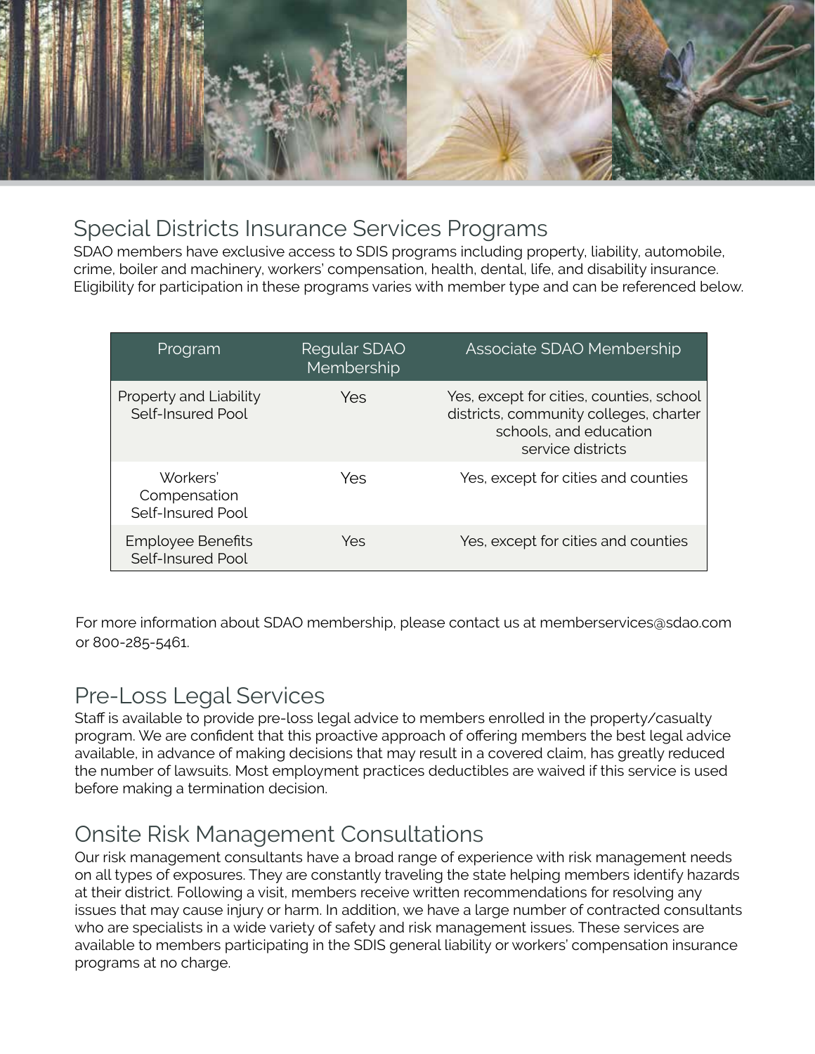## Special Districts Insurance Services Programs

SDAO members have exclusive access to SDIS programs including property, liability, automobile, crime, boiler and machinery, workers' compensation, health, dental, life, and disability insurance. Eligibility for participation in these programs varies with member type and can be referenced below.

| Program | Regular SDAO Membership | Associate SDAO Membership |
|---|---|---|
| Property and Liability Self-Insured Pool | Yes | Yes, except for cities, counties, school districts, community colleges, charter schools, and education service districts |
| Workers' Compensation Self-Insured Pool | Yes | Yes, except for cities and counties |
| Employee Benefits Self-Insured Pool | Yes | Yes, except for cities and counties |

For more information about SDAO membership, please contact us at memberservices@sdao.com or 800-285-5461.

## Pre-Loss Legal Services

Staff is available to provide pre-loss legal advice to members enrolled in the property/casualty program. We are confident that this proactive approach of offering members the best legal advice available, in advance of making decisions that may result in a covered claim, has greatly reduced the number of lawsuits. Most employment practices deductibles are waived if this service is used before making a termination decision.

## Onsite Risk Management Consultations

Our risk management consultants have a broad range of experience with risk management needs on all types of exposures. They are constantly traveling the state helping members identify hazards at their district. Following a visit, members receive written recommendations for resolving any issues that may cause injury or harm. In addition, we have a large number of contracted consultants who are specialists in a wide variety of safety and risk management issues. These services are available to members participating in the SDIS general liability or workers' compensation insurance programs at no charge.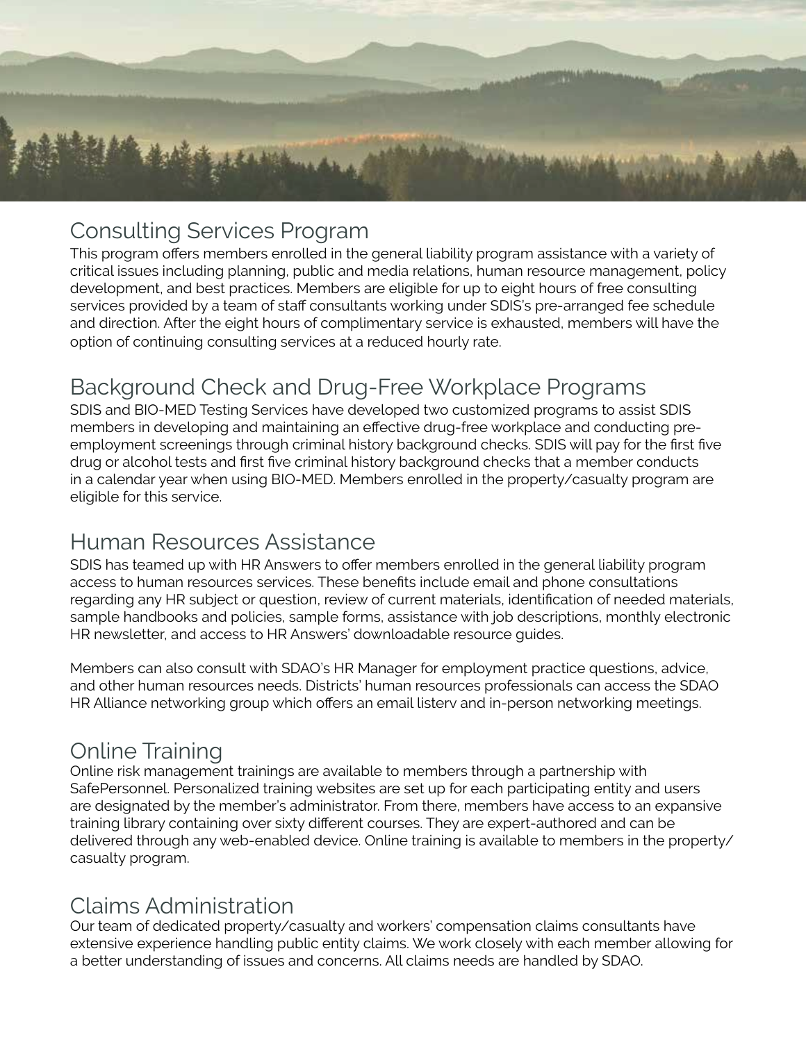## Consulting Services Program

This program offers members enrolled in the general liability program assistance with a variety of critical issues including planning, public and media relations, human resource management, policy development, and best practices. Members are eligible for up to eight hours of free consulting services provided by a team of staff consultants working under SDIS's pre-arranged fee schedule and direction. After the eight hours of complimentary service is exhausted, members will have the option of continuing consulting services at a reduced hourly rate.

## Background Check and Drug-Free Workplace Programs

SDIS and BIO-MED Testing Services have developed two customized programs to assist SDIS members in developing and maintaining an effective drug-free workplace and conducting pre-employment screenings through criminal history background checks. SDIS will pay for the first five drug or alcohol tests and first five criminal history background checks that a member conducts in a calendar year when using BIO-MED. Members enrolled in the property/casualty program are eligible for this service.

## Human Resources Assistance

SDIS has teamed up with HR Answers to offer members enrolled in the general liability program access to human resources services. These benefits include email and phone consultations regarding any HR subject or question, review of current materials, identification of needed materials, sample handbooks and policies, sample forms, assistance with job descriptions, monthly electronic HR newsletter, and access to HR Answers' downloadable resource guides.

Members can also consult with SDAO's HR Manager for employment practice questions, advice, and other human resources needs. Districts' human resources professionals can access the SDAO HR Alliance networking group which offers an email listerv and in-person networking meetings.

## Online Training

Online risk management trainings are available to members through a partnership with SafePersonnel. Personalized training websites are set up for each participating entity and users are designated by the member's administrator. From there, members have access to an expansive training library containing over sixty different courses. They are expert-authored and can be delivered through any web-enabled device. Online training is available to members in the property/casualty program.

## Claims Administration

Our team of dedicated property/casualty and workers' compensation claims consultants have extensive experience handling public entity claims. We work closely with each member allowing for a better understanding of issues and concerns. All claims needs are handled by SDAO.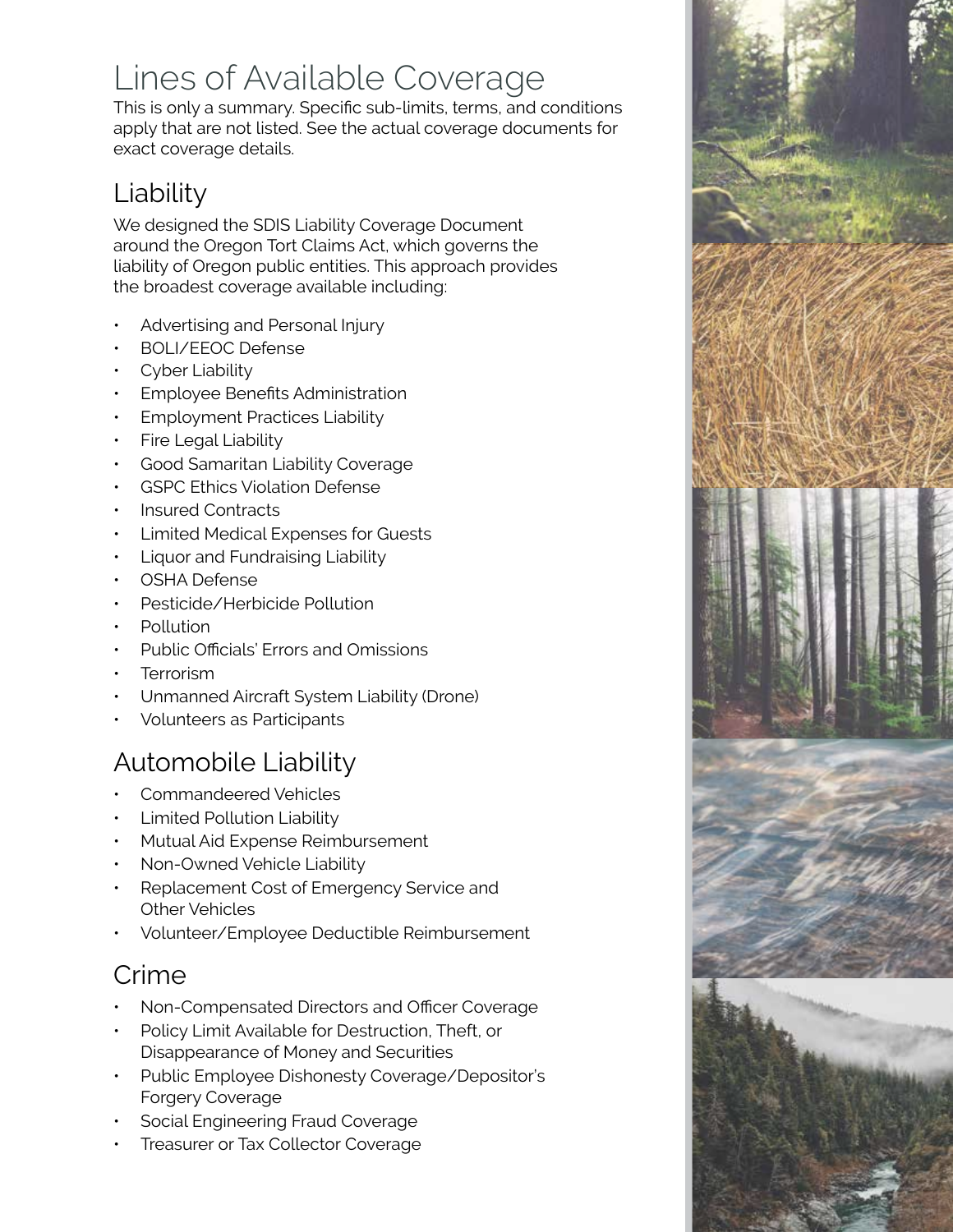# Lines of Available Coverage

This is only a summary. Specific sub-limits, terms, and conditions apply that are not listed. See the actual coverage documents for exact coverage details.

## Liability

We designed the SDIS Liability Coverage Document around the Oregon Tort Claims Act, which governs the liability of Oregon public entities. This approach provides the broadest coverage available including:

- Advertising and Personal Injury
- BOLI/EEOC Defense
- Cyber Liability
- Employee Benefits Administration
- Employment Practices Liability
- Fire Legal Liability
- Good Samaritan Liability Coverage
- GSPC Ethics Violation Defense
- Insured Contracts
- Limited Medical Expenses for Guests
- Liquor and Fundraising Liability
- OSHA Defense
- Pesticide/Herbicide Pollution
- Pollution
- Public Officials' Errors and Omissions
- Terrorism
- Unmanned Aircraft System Liability (Drone)
- Volunteers as Participants

## Automobile Liability

- Commandeered Vehicles
- Limited Pollution Liability
- Mutual Aid Expense Reimbursement
- Non-Owned Vehicle Liability
- Replacement Cost of Emergency Service and Other Vehicles
- Volunteer/Employee Deductible Reimbursement

## Crime

- Non-Compensated Directors and Officer Coverage
- Policy Limit Available for Destruction, Theft, or Disappearance of Money and Securities
- Public Employee Dishonesty Coverage/Depositor's Forgery Coverage
- Social Engineering Fraud Coverage
- Treasurer or Tax Collector Coverage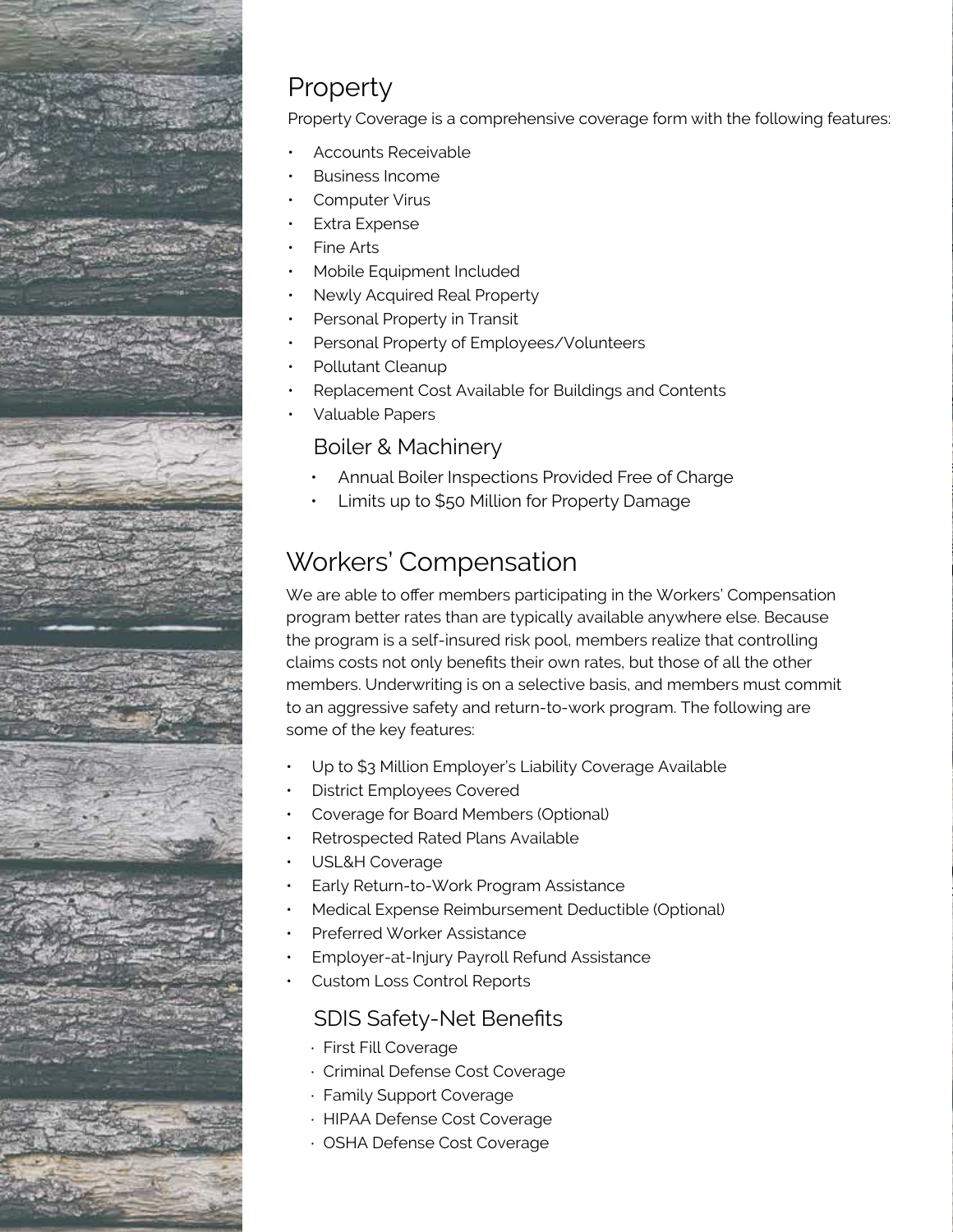## Property

Property Coverage is a comprehensive coverage form with the following features:

- Accounts Receivable
- Business Income
- Computer Virus
- Extra Expense
- Fine Arts
- Mobile Equipment Included
- Newly Acquired Real Property
- Personal Property in Transit
- Personal Property of Employees/Volunteers
- Pollutant Cleanup
- Replacement Cost Available for Buildings and Contents
- Valuable Papers

### Boiler & Machinery

- Annual Boiler Inspections Provided Free of Charge
- Limits up to $50 Million for Property Damage

## Workers' Compensation

We are able to offer members participating in the Workers' Compensation program better rates than are typically available anywhere else. Because the program is a self-insured risk pool, members realize that controlling claims costs not only benefits their own rates, but those of all the other members. Underwriting is on a selective basis, and members must commit to an aggressive safety and return-to-work program. The following are some of the key features:

- Up to $3 Million Employer's Liability Coverage Available
- District Employees Covered
- Coverage for Board Members (Optional)
- Retrospected Rated Plans Available
- USL&H Coverage
- Early Return-to-Work Program Assistance
- Medical Expense Reimbursement Deductible (Optional)
- Preferred Worker Assistance
- Employer-at-Injury Payroll Refund Assistance
- Custom Loss Control Reports

### SDIS Safety-Net Benefits

- First Fill Coverage
- Criminal Defense Cost Coverage
- Family Support Coverage
- HIPAA Defense Cost Coverage
- OSHA Defense Cost Coverage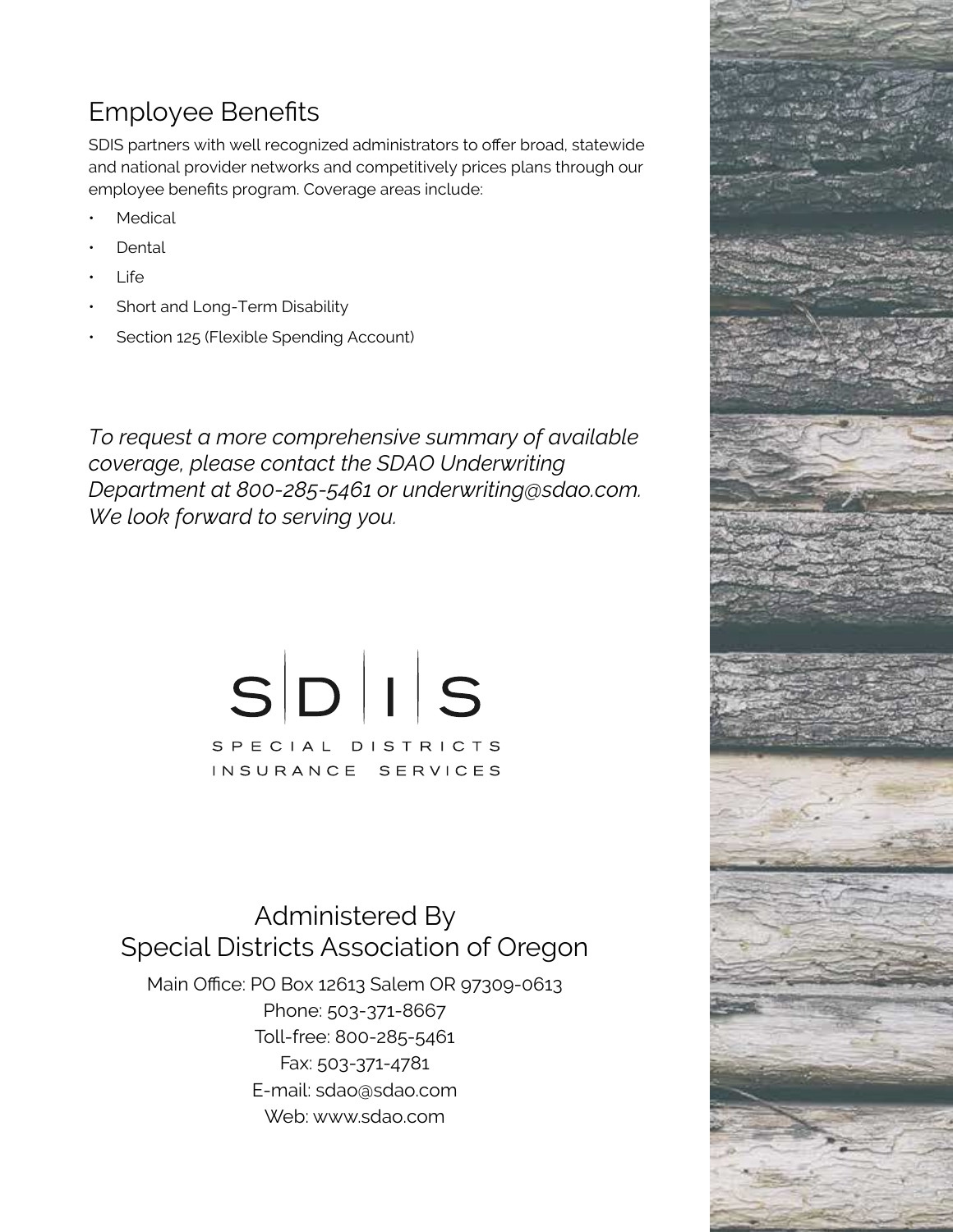## Employee Benefits

SDIS partners with well recognized administrators to offer broad, statewide and national provider networks and competitively prices plans through our employee benefits program. Coverage areas include:

- Medical
- Dental
- Life
- Short and Long-Term Disability
- Section 125 (Flexible Spending Account)

*To request a more comprehensive summary of available coverage, please contact the SDAO Underwriting Department at 800-285-5461 or underwriting@sdao.com. We look forward to serving you.*

S|D|I|S

SPECIAL DISTRICTS
INSURANCE SERVICES

Administered By
Special Districts Association of Oregon

Main Office: PO Box 12613 Salem OR 97309-0613
Phone: 503-371-8667
Toll-free: 800-285-5461
Fax: 503-371-4781
E-mail: sdao@sdao.com
Web: www.sdao.com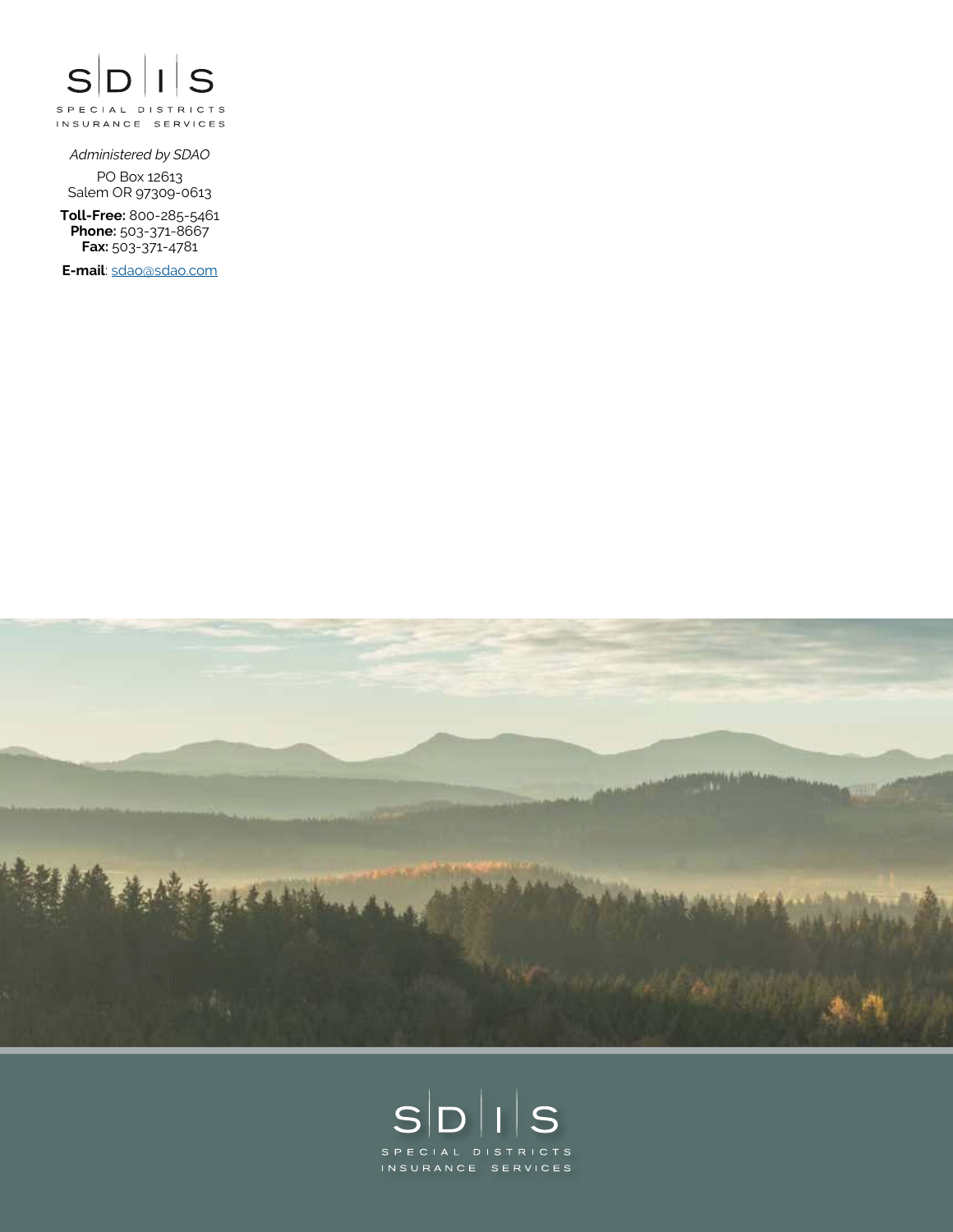SDIS

SPECIAL DISTRICTS INSURANCE SERVICES

*Administered by SDAO*

PO Box 12613
Salem OR 97309-0613

**Toll-Free:** 800-285-5461
**Phone:** 503-371-8667
**Fax:** 503-371-4781

**E-mail**: sdao@sdao.com

SDIS

SPECIAL DISTRICTS INSURANCE SERVICES